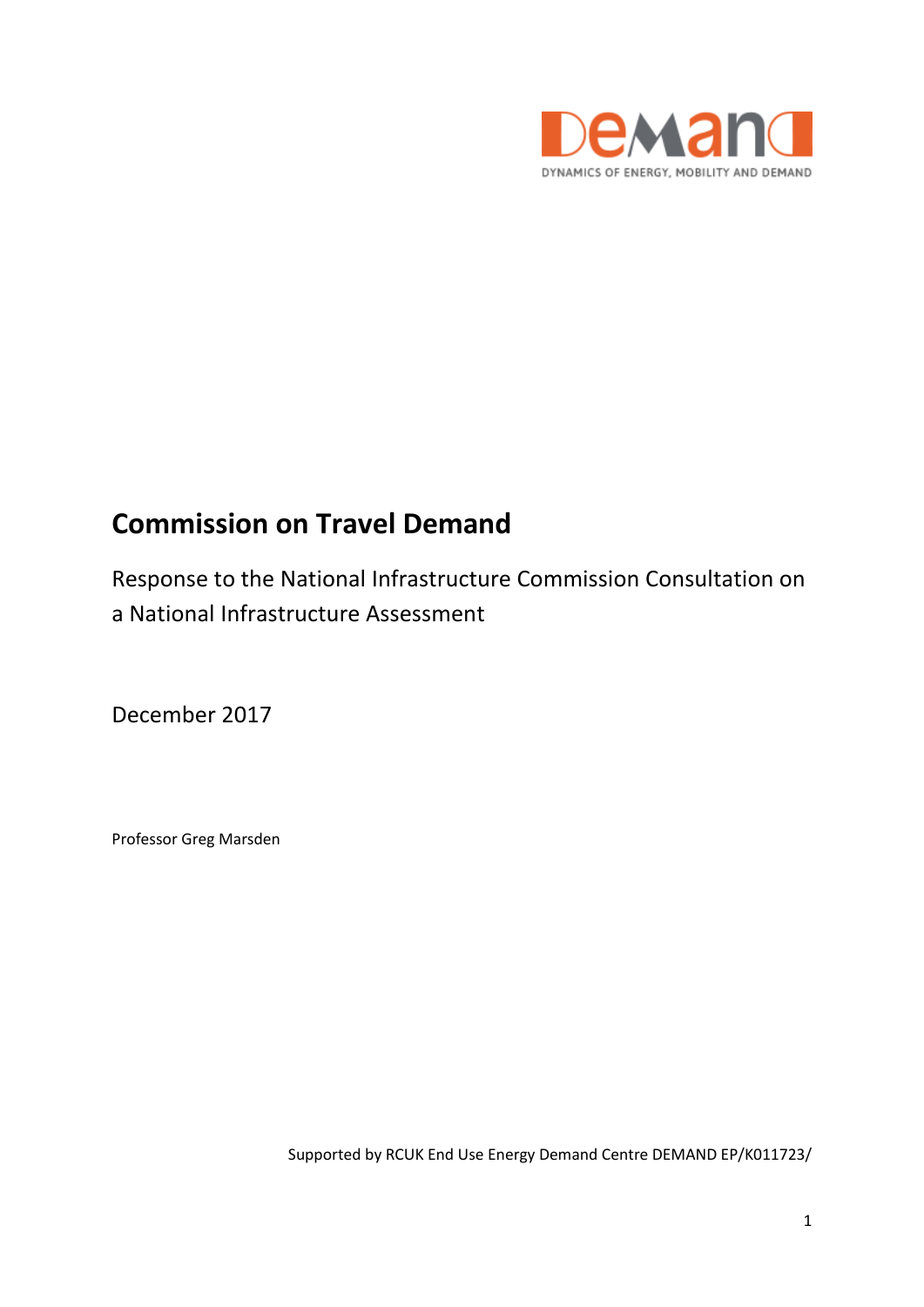DYNAMICS OF ENERGY, MOBILITY AND DEMAND

# Commission on Travel Demand

Response to the National Infrastructure Commission Consultation on a National Infrastructure Assessment

December 2017

Professor Greg Marsden

Supported by RCUK End Use Energy Demand Centre DEMAND EP/K011723/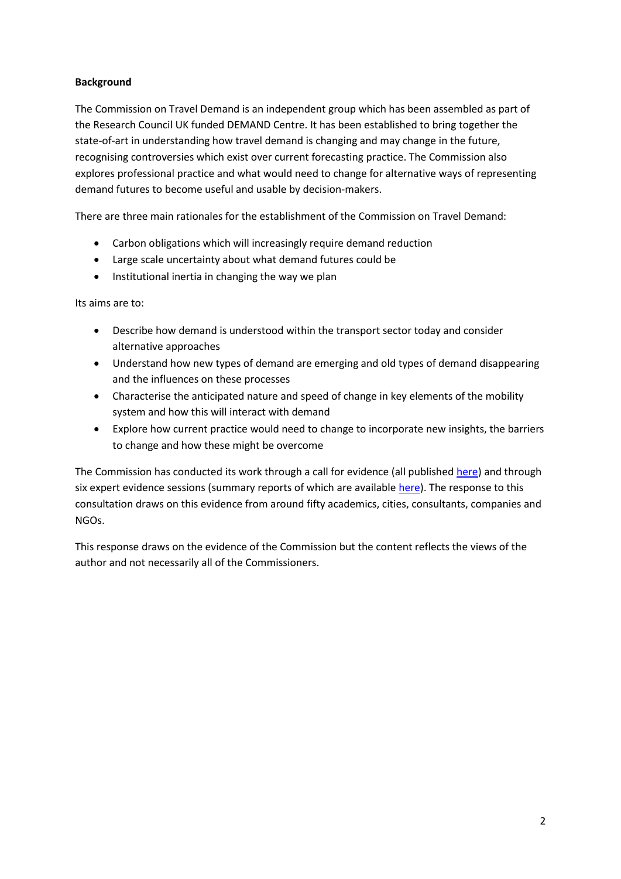**Background**

The Commission on Travel Demand is an independent group which has been assembled as part of the Research Council UK funded DEMAND Centre. It has been established to bring together the state-of-art in understanding how travel demand is changing and may change in the future, recognising controversies which exist over current forecasting practice. The Commission also explores professional practice and what would need to change for alternative ways of representing demand futures to become useful and usable by decision-makers.

There are three main rationales for the establishment of the Commission on Travel Demand:

- Carbon obligations which will increasingly require demand reduction
- Large scale uncertainty about what demand futures could be
- Institutional inertia in changing the way we plan

Its aims are to:

- Describe how demand is understood within the transport sector today and consider alternative approaches
- Understand how new types of demand are emerging and old types of demand disappearing and the influences on these processes
- Characterise the anticipated nature and speed of change in key elements of the mobility system and how this will interact with demand
- Explore how current practice would need to change to incorporate new insights, the barriers to change and how these might be overcome

The Commission has conducted its work through a call for evidence (all published here) and through six expert evidence sessions (summary reports of which are available here). The response to this consultation draws on this evidence from around fifty academics, cities, consultants, companies and NGOs.

This response draws on the evidence of the Commission but the content reflects the views of the author and not necessarily all of the Commissioners.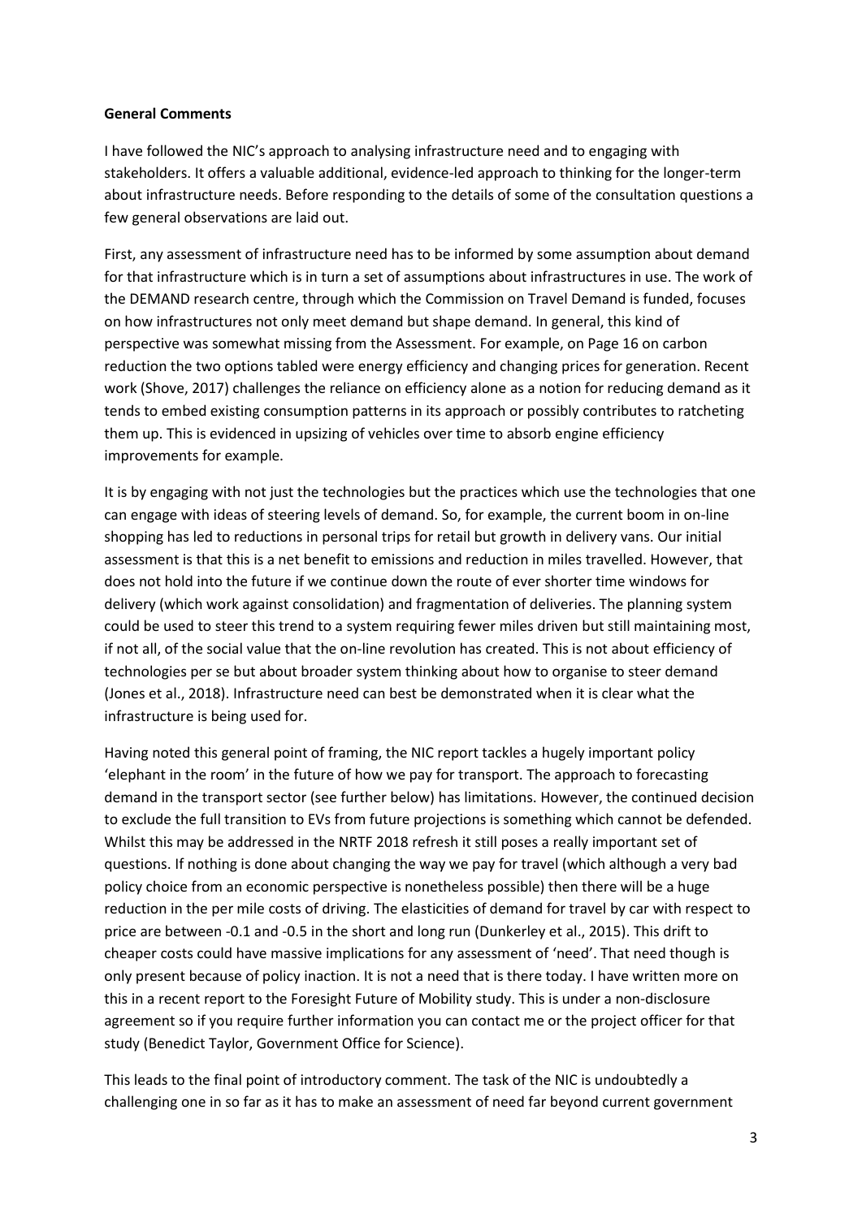**General Comments**

I have followed the NIC's approach to analysing infrastructure need and to engaging with stakeholders. It offers a valuable additional, evidence-led approach to thinking for the longer-term about infrastructure needs. Before responding to the details of some of the consultation questions a few general observations are laid out.

First, any assessment of infrastructure need has to be informed by some assumption about demand for that infrastructure which is in turn a set of assumptions about infrastructures in use. The work of the DEMAND research centre, through which the Commission on Travel Demand is funded, focuses on how infrastructures not only meet demand but shape demand. In general, this kind of perspective was somewhat missing from the Assessment. For example, on Page 16 on carbon reduction the two options tabled were energy efficiency and changing prices for generation. Recent work (Shove, 2017) challenges the reliance on efficiency alone as a notion for reducing demand as it tends to embed existing consumption patterns in its approach or possibly contributes to ratcheting them up. This is evidenced in upsizing of vehicles over time to absorb engine efficiency improvements for example.

It is by engaging with not just the technologies but the practices which use the technologies that one can engage with ideas of steering levels of demand. So, for example, the current boom in on-line shopping has led to reductions in personal trips for retail but growth in delivery vans. Our initial assessment is that this is a net benefit to emissions and reduction in miles travelled. However, that does not hold into the future if we continue down the route of ever shorter time windows for delivery (which work against consolidation) and fragmentation of deliveries. The planning system could be used to steer this trend to a system requiring fewer miles driven but still maintaining most, if not all, of the social value that the on-line revolution has created. This is not about efficiency of technologies per se but about broader system thinking about how to organise to steer demand (Jones et al., 2018). Infrastructure need can best be demonstrated when it is clear what the infrastructure is being used for.

Having noted this general point of framing, the NIC report tackles a hugely important policy 'elephant in the room' in the future of how we pay for transport. The approach to forecasting demand in the transport sector (see further below) has limitations. However, the continued decision to exclude the full transition to EVs from future projections is something which cannot be defended. Whilst this may be addressed in the NRTF 2018 refresh it still poses a really important set of questions. If nothing is done about changing the way we pay for travel (which although a very bad policy choice from an economic perspective is nonetheless possible) then there will be a huge reduction in the per mile costs of driving. The elasticities of demand for travel by car with respect to price are between -0.1 and -0.5 in the short and long run (Dunkerley et al., 2015). This drift to cheaper costs could have massive implications for any assessment of 'need'. That need though is only present because of policy inaction. It is not a need that is there today. I have written more on this in a recent report to the Foresight Future of Mobility study. This is under a non-disclosure agreement so if you require further information you can contact me or the project officer for that study (Benedict Taylor, Government Office for Science).

This leads to the final point of introductory comment. The task of the NIC is undoubtedly a challenging one in so far as it has to make an assessment of need far beyond current government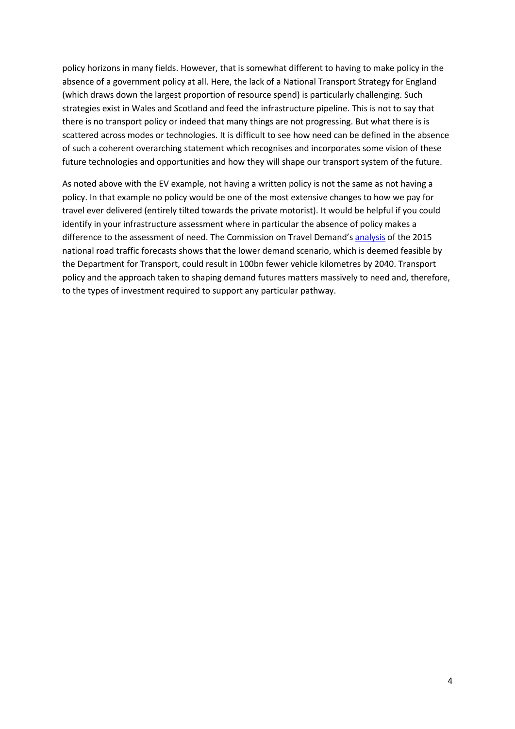policy horizons in many fields. However, that is somewhat different to having to make policy in the absence of a government policy at all. Here, the lack of a National Transport Strategy for England (which draws down the largest proportion of resource spend) is particularly challenging. Such strategies exist in Wales and Scotland and feed the infrastructure pipeline. This is not to say that there is no transport policy or indeed that many things are not progressing. But what there is is scattered across modes or technologies. It is difficult to see how need can be defined in the absence of such a coherent overarching statement which recognises and incorporates some vision of these future technologies and opportunities and how they will shape our transport system of the future.

As noted above with the EV example, not having a written policy is not the same as not having a policy. In that example no policy would be one of the most extensive changes to how we pay for travel ever delivered (entirely tilted towards the private motorist). It would be helpful if you could identify in your infrastructure assessment where in particular the absence of policy makes a difference to the assessment of need. The Commission on Travel Demand's analysis of the 2015 national road traffic forecasts shows that the lower demand scenario, which is deemed feasible by the Department for Transport, could result in 100bn fewer vehicle kilometres by 2040. Transport policy and the approach taken to shaping demand futures matters massively to need and, therefore, to the types of investment required to support any particular pathway.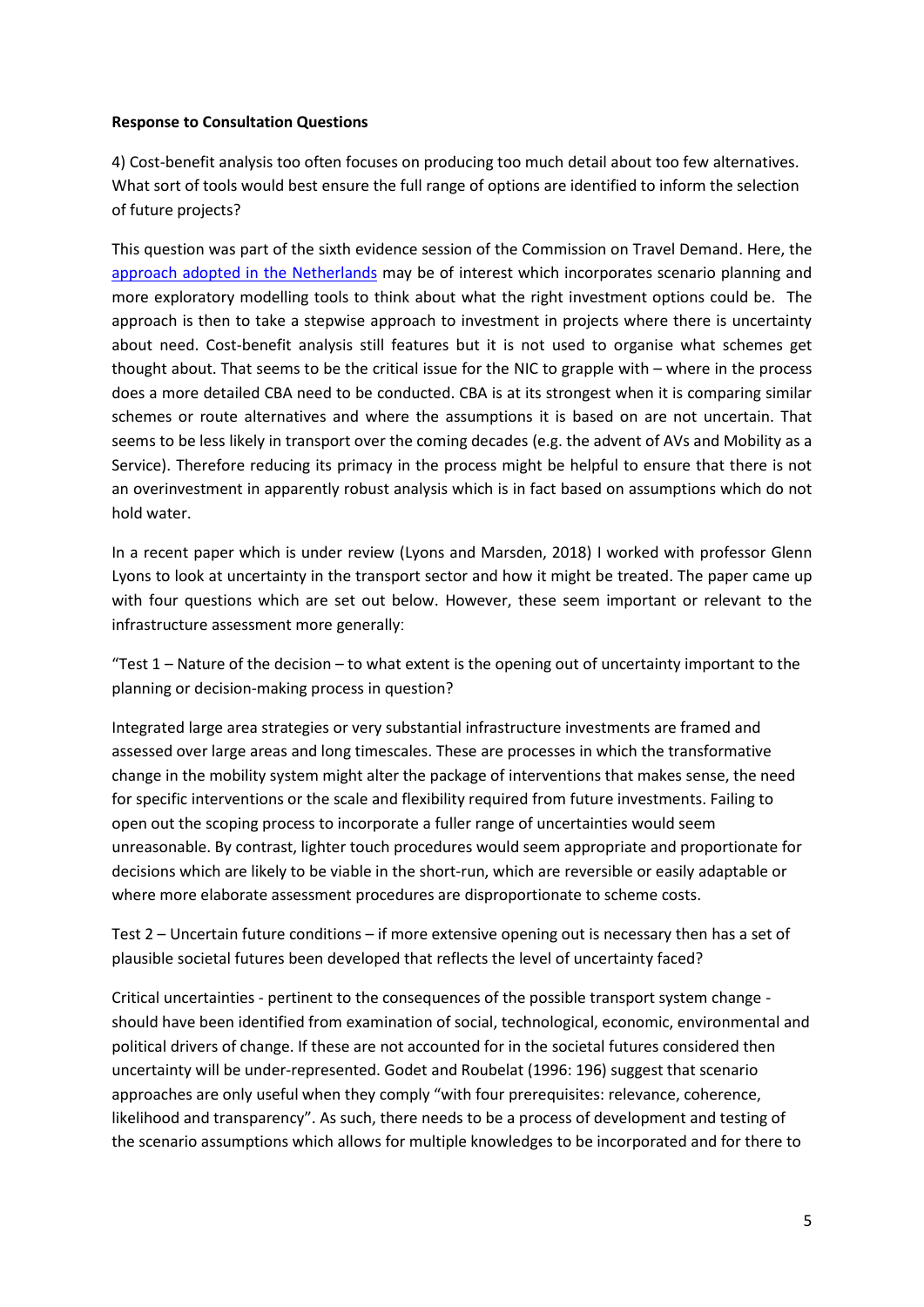**Response to Consultation Questions**

4) Cost-benefit analysis too often focuses on producing too much detail about too few alternatives. What sort of tools would best ensure the full range of options are identified to inform the selection of future projects?

This question was part of the sixth evidence session of the Commission on Travel Demand. Here, the approach adopted in the Netherlands may be of interest which incorporates scenario planning and more exploratory modelling tools to think about what the right investment options could be. The approach is then to take a stepwise approach to investment in projects where there is uncertainty about need. Cost-benefit analysis still features but it is not used to organise what schemes get thought about. That seems to be the critical issue for the NIC to grapple with – where in the process does a more detailed CBA need to be conducted. CBA is at its strongest when it is comparing similar schemes or route alternatives and where the assumptions it is based on are not uncertain. That seems to be less likely in transport over the coming decades (e.g. the advent of AVs and Mobility as a Service). Therefore reducing its primacy in the process might be helpful to ensure that there is not an overinvestment in apparently robust analysis which is in fact based on assumptions which do not hold water.

In a recent paper which is under review (Lyons and Marsden, 2018) I worked with professor Glenn Lyons to look at uncertainty in the transport sector and how it might be treated. The paper came up with four questions which are set out below. However, these seem important or relevant to the infrastructure assessment more generally:

"Test 1 – Nature of the decision – to what extent is the opening out of uncertainty important to the planning or decision-making process in question?

Integrated large area strategies or very substantial infrastructure investments are framed and assessed over large areas and long timescales. These are processes in which the transformative change in the mobility system might alter the package of interventions that makes sense, the need for specific interventions or the scale and flexibility required from future investments. Failing to open out the scoping process to incorporate a fuller range of uncertainties would seem unreasonable. By contrast, lighter touch procedures would seem appropriate and proportionate for decisions which are likely to be viable in the short-run, which are reversible or easily adaptable or where more elaborate assessment procedures are disproportionate to scheme costs.

Test 2 – Uncertain future conditions – if more extensive opening out is necessary then has a set of plausible societal futures been developed that reflects the level of uncertainty faced?

Critical uncertainties - pertinent to the consequences of the possible transport system change - should have been identified from examination of social, technological, economic, environmental and political drivers of change. If these are not accounted for in the societal futures considered then uncertainty will be under-represented. Godet and Roubelat (1996: 196) suggest that scenario approaches are only useful when they comply "with four prerequisites: relevance, coherence, likelihood and transparency". As such, there needs to be a process of development and testing of the scenario assumptions which allows for multiple knowledges to be incorporated and for there to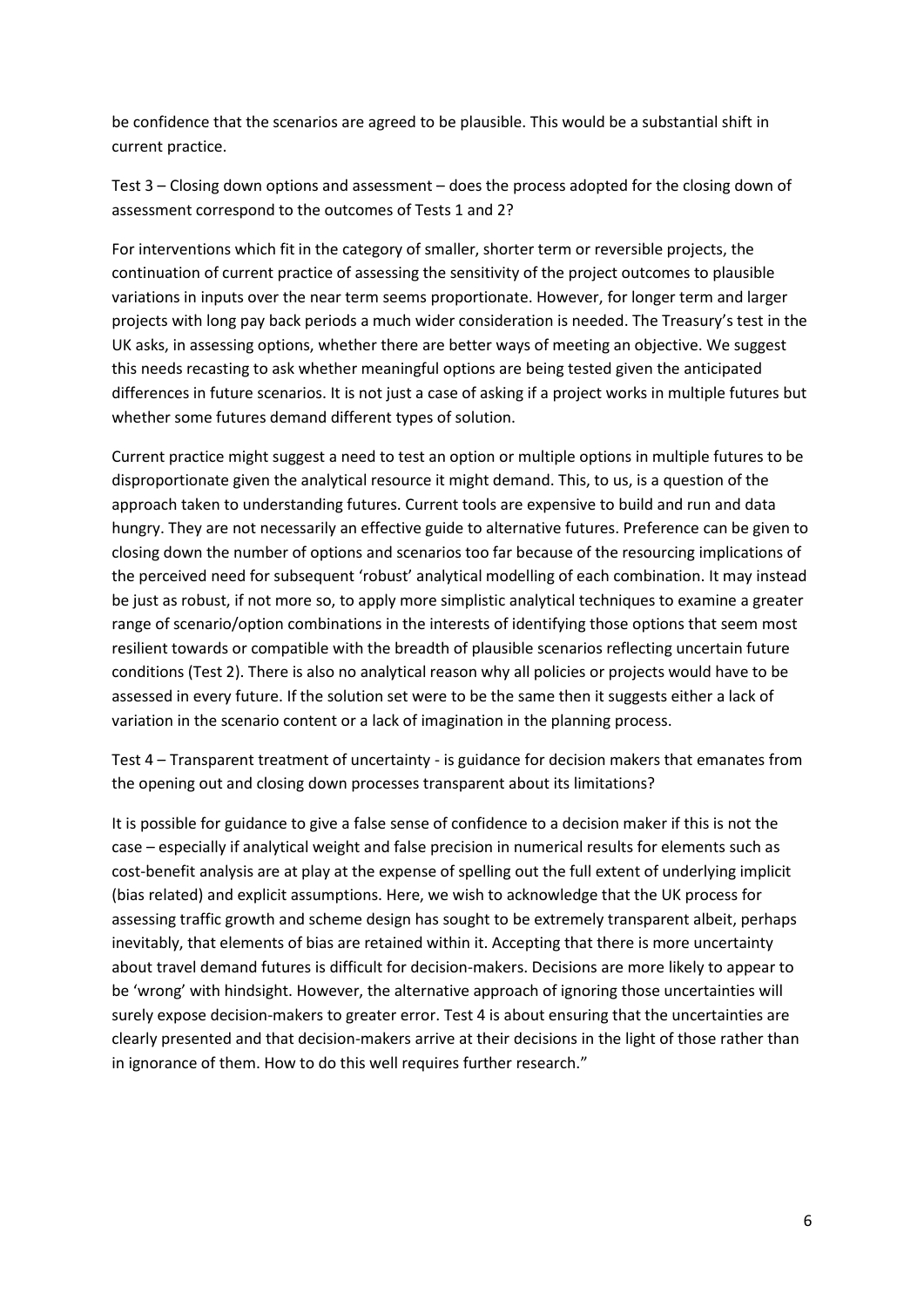be confidence that the scenarios are agreed to be plausible. This would be a substantial shift in current practice.

Test 3 – Closing down options and assessment – does the process adopted for the closing down of assessment correspond to the outcomes of Tests 1 and 2?

For interventions which fit in the category of smaller, shorter term or reversible projects, the continuation of current practice of assessing the sensitivity of the project outcomes to plausible variations in inputs over the near term seems proportionate. However, for longer term and larger projects with long pay back periods a much wider consideration is needed. The Treasury's test in the UK asks, in assessing options, whether there are better ways of meeting an objective. We suggest this needs recasting to ask whether meaningful options are being tested given the anticipated differences in future scenarios. It is not just a case of asking if a project works in multiple futures but whether some futures demand different types of solution.

Current practice might suggest a need to test an option or multiple options in multiple futures to be disproportionate given the analytical resource it might demand. This, to us, is a question of the approach taken to understanding futures. Current tools are expensive to build and run and data hungry. They are not necessarily an effective guide to alternative futures. Preference can be given to closing down the number of options and scenarios too far because of the resourcing implications of the perceived need for subsequent 'robust' analytical modelling of each combination. It may instead be just as robust, if not more so, to apply more simplistic analytical techniques to examine a greater range of scenario/option combinations in the interests of identifying those options that seem most resilient towards or compatible with the breadth of plausible scenarios reflecting uncertain future conditions (Test 2). There is also no analytical reason why all policies or projects would have to be assessed in every future. If the solution set were to be the same then it suggests either a lack of variation in the scenario content or a lack of imagination in the planning process.

Test 4 – Transparent treatment of uncertainty - is guidance for decision makers that emanates from the opening out and closing down processes transparent about its limitations?

It is possible for guidance to give a false sense of confidence to a decision maker if this is not the case – especially if analytical weight and false precision in numerical results for elements such as cost-benefit analysis are at play at the expense of spelling out the full extent of underlying implicit (bias related) and explicit assumptions. Here, we wish to acknowledge that the UK process for assessing traffic growth and scheme design has sought to be extremely transparent albeit, perhaps inevitably, that elements of bias are retained within it. Accepting that there is more uncertainty about travel demand futures is difficult for decision-makers. Decisions are more likely to appear to be 'wrong' with hindsight. However, the alternative approach of ignoring those uncertainties will surely expose decision-makers to greater error. Test 4 is about ensuring that the uncertainties are clearly presented and that decision-makers arrive at their decisions in the light of those rather than in ignorance of them. How to do this well requires further research."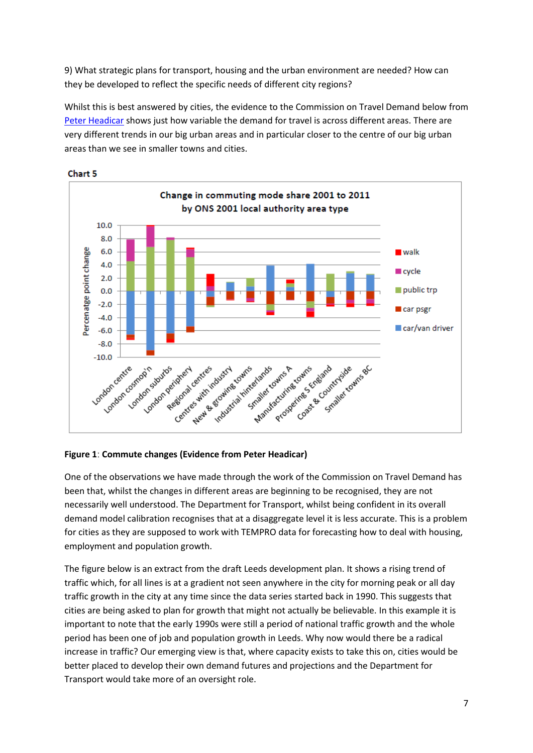9) What strategic plans for transport, housing and the urban environment are needed? How can they be developed to reflect the specific needs of different city regions?

Whilst this is best answered by cities, the evidence to the Commission on Travel Demand below from Peter Headicar shows just how variable the demand for travel is across different areas. There are very different trends in our big urban areas and in particular closer to the centre of our big urban areas than we see in smaller towns and cities.

**Chart 5**

**Figure 1**: **Commute changes (Evidence from Peter Headicar)**

One of the observations we have made through the work of the Commission on Travel Demand has been that, whilst the changes in different areas are beginning to be recognised, they are not necessarily well understood. The Department for Transport, whilst being confident in its overall demand model calibration recognises that at a disaggregate level it is less accurate. This is a problem for cities as they are supposed to work with TEMPRO data for forecasting how to deal with housing, employment and population growth.

The figure below is an extract from the draft Leeds development plan. It shows a rising trend of traffic which, for all lines is at a gradient not seen anywhere in the city for morning peak or all day traffic growth in the city at any time since the data series started back in 1990. This suggests that cities are being asked to plan for growth that might not actually be believable. In this example it is important to note that the early 1990s were still a period of national traffic growth and the whole period has been one of job and population growth in Leeds. Why now would there be a radical increase in traffic? Our emerging view is that, where capacity exists to take this on, cities would be better placed to develop their own demand futures and projections and the Department for Transport would take more of an oversight role.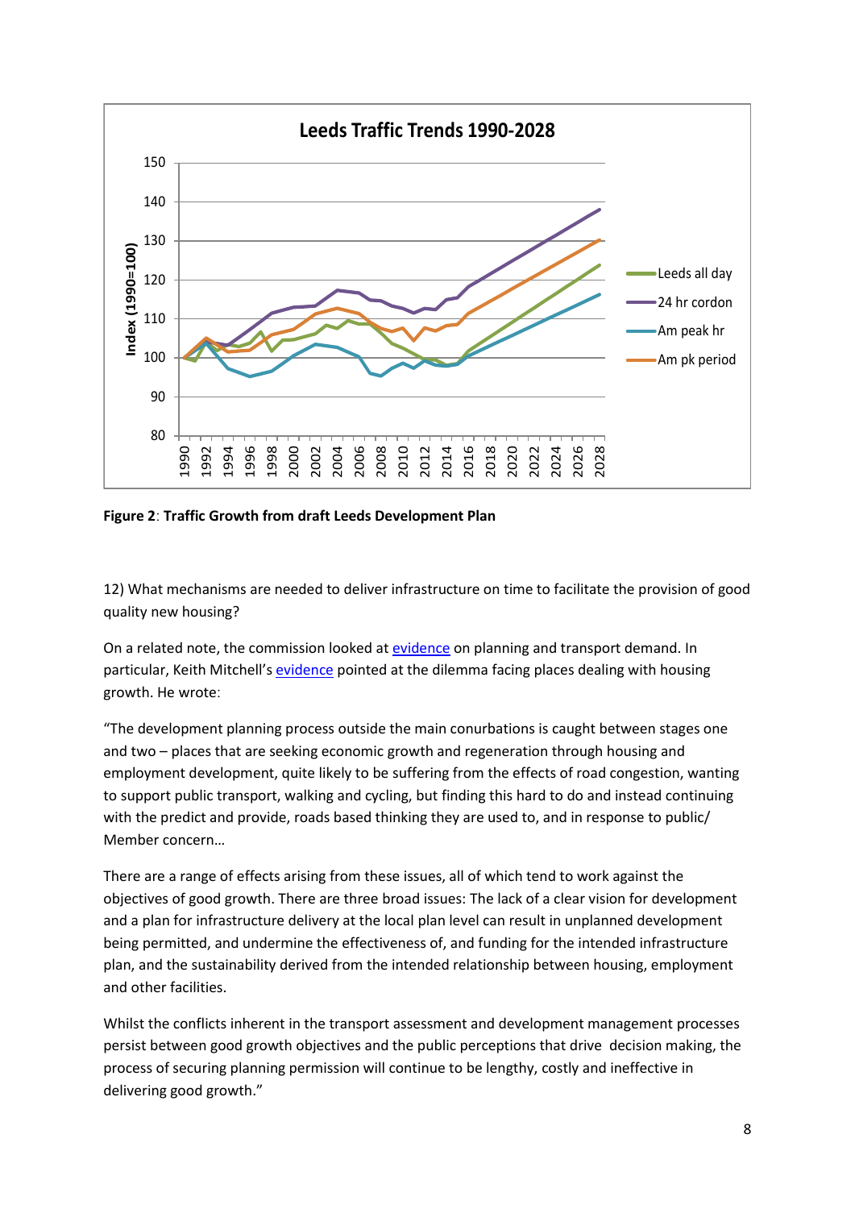**Figure 2**: **Traffic Growth from draft Leeds Development Plan**

12) What mechanisms are needed to deliver infrastructure on time to facilitate the provision of good quality new housing?

On a related note, the commission looked at evidence on planning and transport demand. In particular, Keith Mitchell's evidence pointed at the dilemma facing places dealing with housing growth. He wrote:

"The development planning process outside the main conurbations is caught between stages one and two – places that are seeking economic growth and regeneration through housing and employment development, quite likely to be suffering from the effects of road congestion, wanting to support public transport, walking and cycling, but finding this hard to do and instead continuing with the predict and provide, roads based thinking they are used to, and in response to public/ Member concern…

There are a range of effects arising from these issues, all of which tend to work against the objectives of good growth. There are three broad issues: The lack of a clear vision for development and a plan for infrastructure delivery at the local plan level can result in unplanned development being permitted, and undermine the effectiveness of, and funding for the intended infrastructure plan, and the sustainability derived from the intended relationship between housing, employment and other facilities.

Whilst the conflicts inherent in the transport assessment and development management processes persist between good growth objectives and the public perceptions that drive decision making, the process of securing planning permission will continue to be lengthy, costly and ineffective in delivering good growth."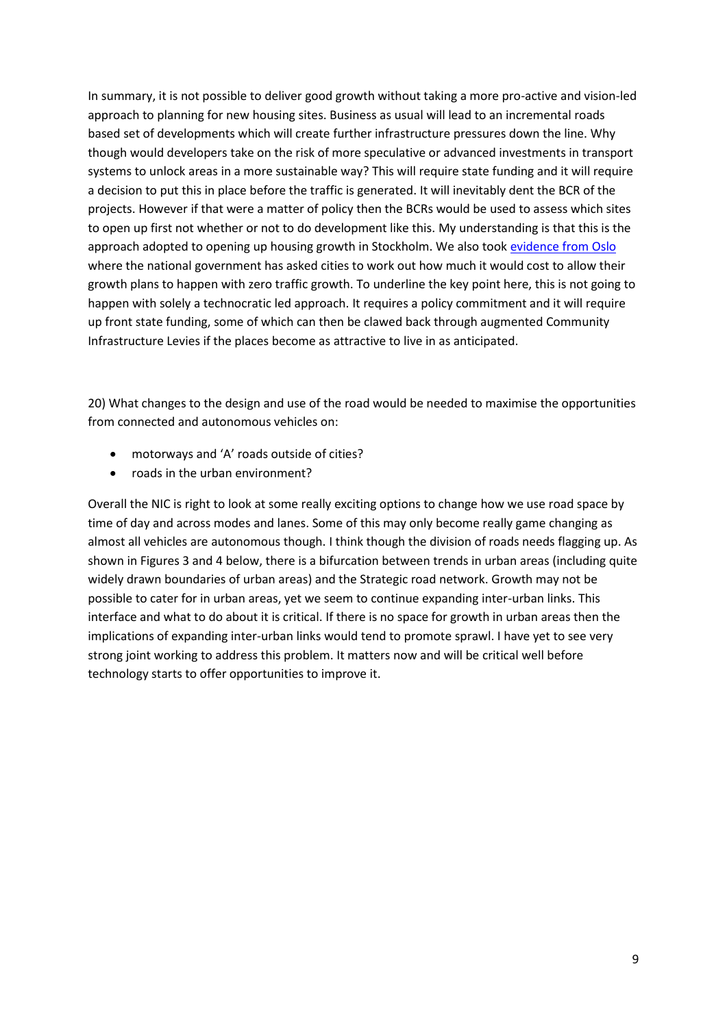In summary, it is not possible to deliver good growth without taking a more pro-active and vision-led approach to planning for new housing sites. Business as usual will lead to an incremental roads based set of developments which will create further infrastructure pressures down the line. Why though would developers take on the risk of more speculative or advanced investments in transport systems to unlock areas in a more sustainable way? This will require state funding and it will require a decision to put this in place before the traffic is generated. It will inevitably dent the BCR of the projects. However if that were a matter of policy then the BCRs would be used to assess which sites to open up first not whether or not to do development like this. My understanding is that this is the approach adopted to opening up housing growth in Stockholm. We also took evidence from Oslo where the national government has asked cities to work out how much it would cost to allow their growth plans to happen with zero traffic growth. To underline the key point here, this is not going to happen with solely a technocratic led approach. It requires a policy commitment and it will require up front state funding, some of which can then be clawed back through augmented Community Infrastructure Levies if the places become as attractive to live in as anticipated.

20) What changes to the design and use of the road would be needed to maximise the opportunities from connected and autonomous vehicles on:

- motorways and 'A' roads outside of cities?
- roads in the urban environment?

Overall the NIC is right to look at some really exciting options to change how we use road space by time of day and across modes and lanes. Some of this may only become really game changing as almost all vehicles are autonomous though. I think though the division of roads needs flagging up. As shown in Figures 3 and 4 below, there is a bifurcation between trends in urban areas (including quite widely drawn boundaries of urban areas) and the Strategic road network. Growth may not be possible to cater for in urban areas, yet we seem to continue expanding inter-urban links. This interface and what to do about it is critical. If there is no space for growth in urban areas then the implications of expanding inter-urban links would tend to promote sprawl. I have yet to see very strong joint working to address this problem. It matters now and will be critical well before technology starts to offer opportunities to improve it.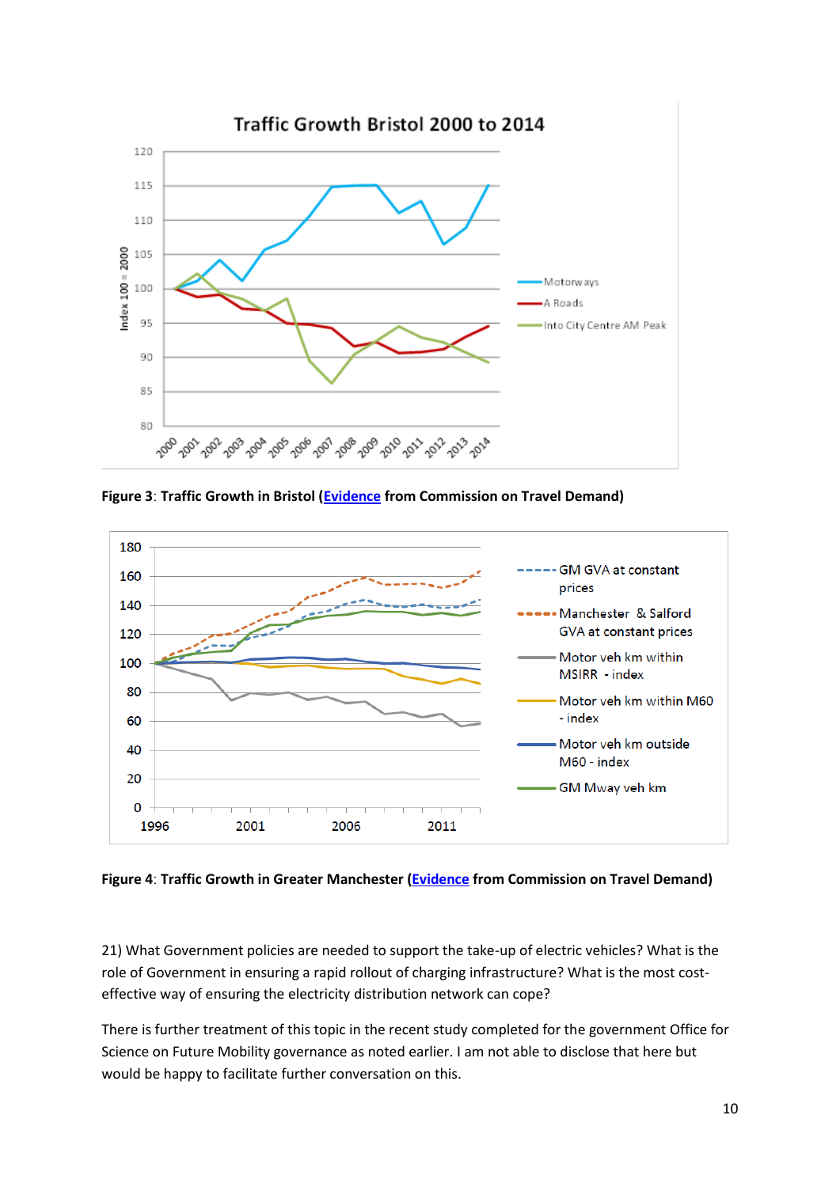**Figure 3**: **Traffic Growth in Bristol ([Evidence](#) from Commission on Travel Demand)**

**Figure 4**: **Traffic Growth in Greater Manchester ([Evidence](#) from Commission on Travel Demand)**

21) What Government policies are needed to support the take-up of electric vehicles? What is the role of Government in ensuring a rapid rollout of charging infrastructure? What is the most cost-effective way of ensuring the electricity distribution network can cope?

There is further treatment of this topic in the recent study completed for the government Office for Science on Future Mobility governance as noted earlier. I am not able to disclose that here but would be happy to facilitate further conversation on this.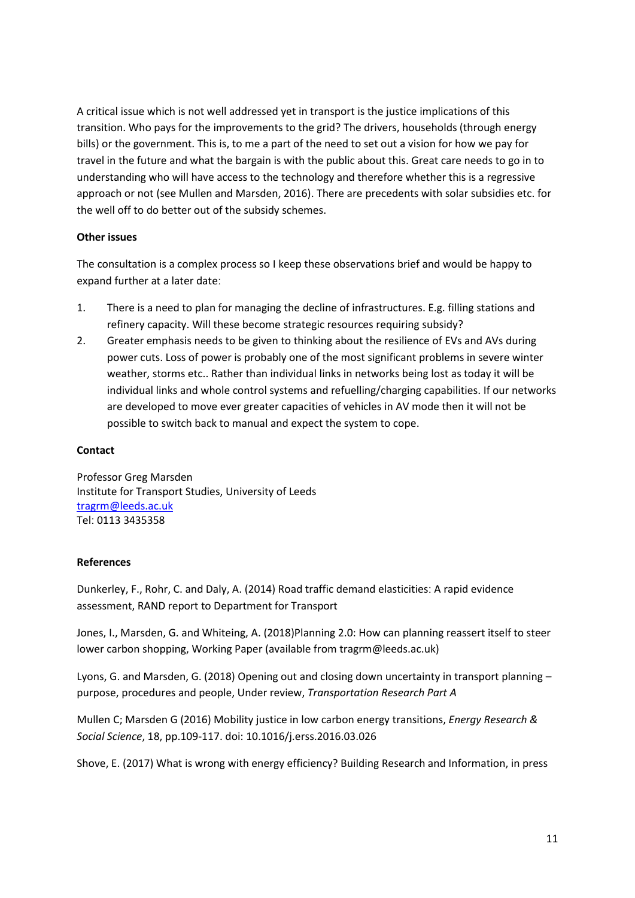A critical issue which is not well addressed yet in transport is the justice implications of this transition. Who pays for the improvements to the grid? The drivers, households (through energy bills) or the government. This is, to me a part of the need to set out a vision for how we pay for travel in the future and what the bargain is with the public about this. Great care needs to go in to understanding who will have access to the technology and therefore whether this is a regressive approach or not (see Mullen and Marsden, 2016). There are precedents with solar subsidies etc. for the well off to do better out of the subsidy schemes.

**Other issues**

The consultation is a complex process so I keep these observations brief and would be happy to expand further at a later date:

1. There is a need to plan for managing the decline of infrastructures. E.g. filling stations and refinery capacity. Will these become strategic resources requiring subsidy?
2. Greater emphasis needs to be given to thinking about the resilience of EVs and AVs during power cuts. Loss of power is probably one of the most significant problems in severe winter weather, storms etc.. Rather than individual links in networks being lost as today it will be individual links and whole control systems and refuelling/charging capabilities. If our networks are developed to move ever greater capacities of vehicles in AV mode then it will not be possible to switch back to manual and expect the system to cope.

**Contact**

Professor Greg Marsden
Institute for Transport Studies, University of Leeds
tragrm@leeds.ac.uk
Tel: 0113 3435358

**References**

Dunkerley, F., Rohr, C. and Daly, A. (2014) Road traffic demand elasticities: A rapid evidence assessment, RAND report to Department for Transport

Jones, I., Marsden, G. and Whiteing, A. (2018)Planning 2.0: How can planning reassert itself to steer lower carbon shopping, Working Paper (available from tragrm@leeds.ac.uk)

Lyons, G. and Marsden, G. (2018) Opening out and closing down uncertainty in transport planning – purpose, procedures and people, Under review, *Transportation Research Part A*

Mullen C; Marsden G (2016) Mobility justice in low carbon energy transitions, *Energy Research & Social Science*, 18, pp.109-117. doi: 10.1016/j.erss.2016.03.026

Shove, E. (2017) What is wrong with energy efficiency? Building Research and Information, in press